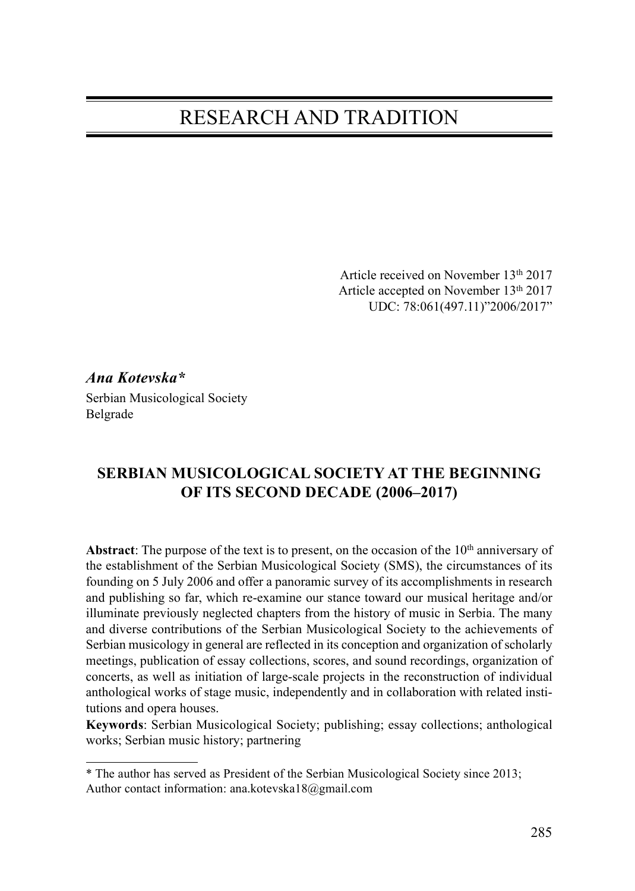# RESEARCH AND TRADITION

Article received on November 13th 2017
Article accepted on November 13th 2017
UDC: 78:061(497.11)"2006/2017"

***Ana Kotevska****
Serbian Musicological Society
Belgrade

## SERBIAN MUSICOLOGICAL SOCIETY AT THE BEGINNING OF ITS SECOND DECADE (2006–2017)

**Abstract**: The purpose of the text is to present, on the occasion of the 10th anniversary of the establishment of the Serbian Musicological Society (SMS), the circumstances of its founding on 5 July 2006 and offer a panoramic survey of its accomplishments in research and publishing so far, which re-examine our stance toward our musical heritage and/or illuminate previously neglected chapters from the history of music in Serbia. The many and diverse contributions of the Serbian Musicological Society to the achievements of Serbian musicology in general are reflected in its conception and organization of scholarly meetings, publication of essay collections, scores, and sound recordings, organization of concerts, as well as initiation of large-scale projects in the reconstruction of individual anthological works of stage music, independently and in collaboration with related institutions and opera houses.

**Keywords**: Serbian Musicological Society; publishing; essay collections; anthological works; Serbian music history; partnering

* The author has served as President of the Serbian Musicological Society since 2013;
Author contact information: ana.kotevska18@gmail.com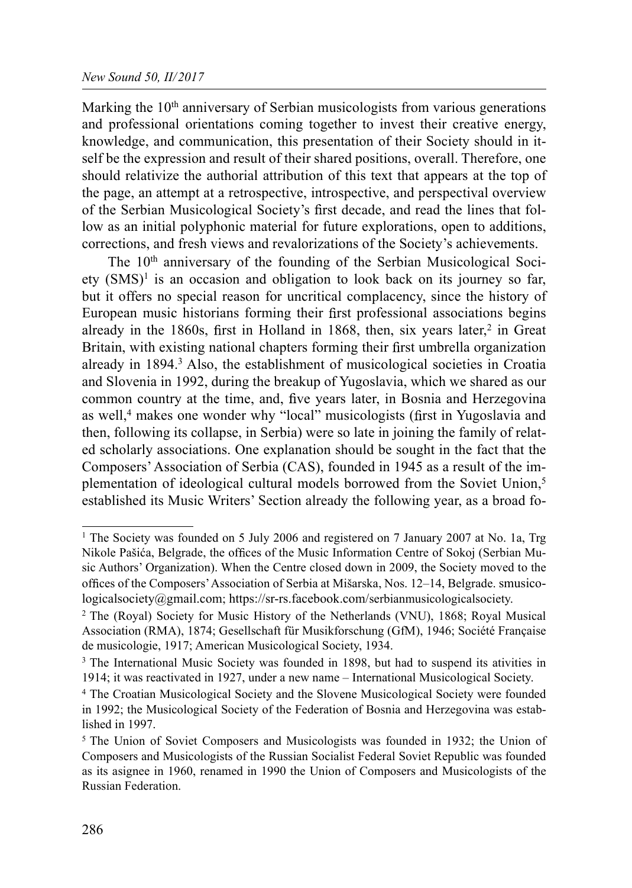Marking the 10th anniversary of Serbian musicologists from various generations and professional orientations coming together to invest their creative energy, knowledge, and communication, this presentation of their Society should in itself be the expression and result of their shared positions, overall. Therefore, one should relativize the authorial attribution of this text that appears at the top of the page, an attempt at a retrospective, introspective, and perspectival overview of the Serbian Musicological Society's first decade, and read the lines that follow as an initial polyphonic material for future explorations, open to additions, corrections, and fresh views and revalorizations of the Society's achievements.

The 10th anniversary of the founding of the Serbian Musicological Society (SMS)[1] is an occasion and obligation to look back on its journey so far, but it offers no special reason for uncritical complacency, since the history of European music historians forming their first professional associations begins already in the 1860s, first in Holland in 1868, then, six years later,[2] in Great Britain, with existing national chapters forming their first umbrella organization already in 1894.[3] Also, the establishment of musicological societies in Croatia and Slovenia in 1992, during the breakup of Yugoslavia, which we shared as our common country at the time, and, five years later, in Bosnia and Herzegovina as well,[4] makes one wonder why "local" musicologists (first in Yugoslavia and then, following its collapse, in Serbia) were so late in joining the family of related scholarly associations. One explanation should be sought in the fact that the Composers' Association of Serbia (CAS), founded in 1945 as a result of the implementation of ideological cultural models borrowed from the Soviet Union,[5] established its Music Writers' Section already the following year, as a broad fo-

---

[1] The Society was founded on 5 July 2006 and registered on 7 January 2007 at No. 1a, Trg Nikole Pašića, Belgrade, the offices of the Music Information Centre of Sokoj (Serbian Music Authors' Organization). When the Centre closed down in 2009, the Society moved to the offices of the Composers' Association of Serbia at Mišarska, Nos. 12–14, Belgrade. smusicologicalsociety@gmail.com; https://sr-rs.facebook.com/serbianmusicologicalsociety.

[2] The (Royal) Society for Music History of the Netherlands (VNU), 1868; Royal Musical Association (RMA), 1874; Gesellschaft für Musikforschung (GfM), 1946; Société Française de musicologie, 1917; American Musicological Society, 1934.

[3] The International Music Society was founded in 1898, but had to suspend its ativities in 1914; it was reactivated in 1927, under a new name – International Musicological Society.

[4] The Croatian Musicological Society and the Slovene Musicological Society were founded in 1992; the Musicological Society of the Federation of Bosnia and Herzegovina was established in 1997.

[5] The Union of Soviet Composers and Musicologists was founded in 1932; the Union of Composers and Musicologists of the Russian Socialist Federal Soviet Republic was founded as its asignee in 1960, renamed in 1990 the Union of Composers and Musicologists of the Russian Federation.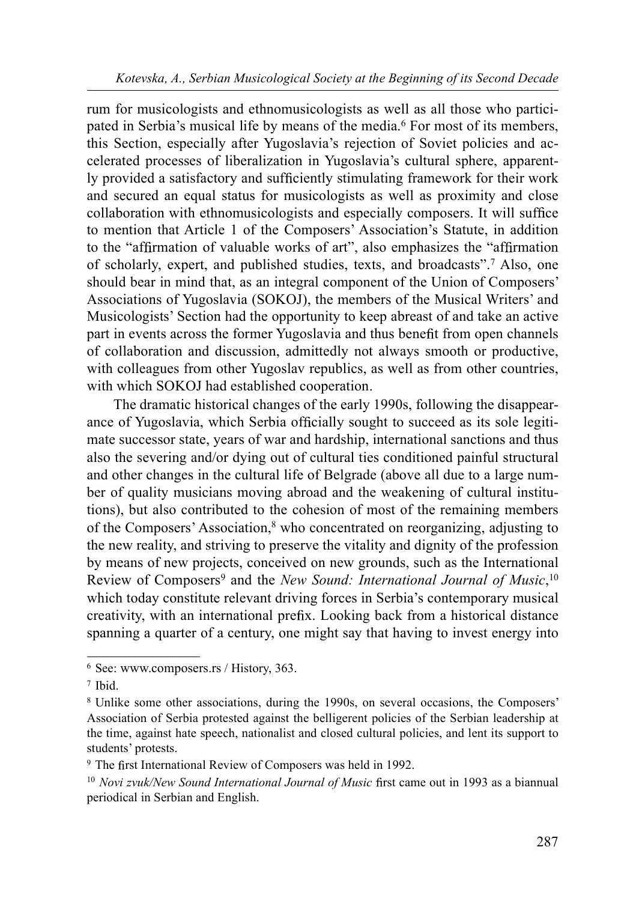rum for musicologists and ethnomusicologists as well as all those who participated in Serbia's musical life by means of the media.[6] For most of its members, this Section, especially after Yugoslavia's rejection of Soviet policies and accelerated processes of liberalization in Yugoslavia's cultural sphere, apparently provided a satisfactory and sufficiently stimulating framework for their work and secured an equal status for musicologists as well as proximity and close collaboration with ethnomusicologists and especially composers. It will suffice to mention that Article 1 of the Composers' Association's Statute, in addition to the "affirmation of valuable works of art", also emphasizes the "affirmation of scholarly, expert, and published studies, texts, and broadcasts".[7] Also, one should bear in mind that, as an integral component of the Union of Composers' Associations of Yugoslavia (SOKOJ), the members of the Musical Writers' and Musicologists' Section had the opportunity to keep abreast of and take an active part in events across the former Yugoslavia and thus benefit from open channels of collaboration and discussion, admittedly not always smooth or productive, with colleagues from other Yugoslav republics, as well as from other countries, with which SOKOJ had established cooperation.

The dramatic historical changes of the early 1990s, following the disappearance of Yugoslavia, which Serbia officially sought to succeed as its sole legitimate successor state, years of war and hardship, international sanctions and thus also the severing and/or dying out of cultural ties conditioned painful structural and other changes in the cultural life of Belgrade (above all due to a large number of quality musicians moving abroad and the weakening of cultural institutions), but also contributed to the cohesion of most of the remaining members of the Composers' Association,[8] who concentrated on reorganizing, adjusting to the new reality, and striving to preserve the vitality and dignity of the profession by means of new projects, conceived on new grounds, such as the International Review of Composers[9] and the *New Sound: International Journal of Music*,[10] which today constitute relevant driving forces in Serbia's contemporary musical creativity, with an international prefix. Looking back from a historical distance spanning a quarter of a century, one might say that having to invest energy into

---

[6] See: www.composers.rs / History, 363.

[7] Ibid.

[8] Unlike some other associations, during the 1990s, on several occasions, the Composers' Association of Serbia protested against the belligerent policies of the Serbian leadership at the time, against hate speech, nationalist and closed cultural policies, and lent its support to students' protests.

[9] The first International Review of Composers was held in 1992.

[10] *Novi zvuk/New Sound International Journal of Music* first came out in 1993 as a biannual periodical in Serbian and English.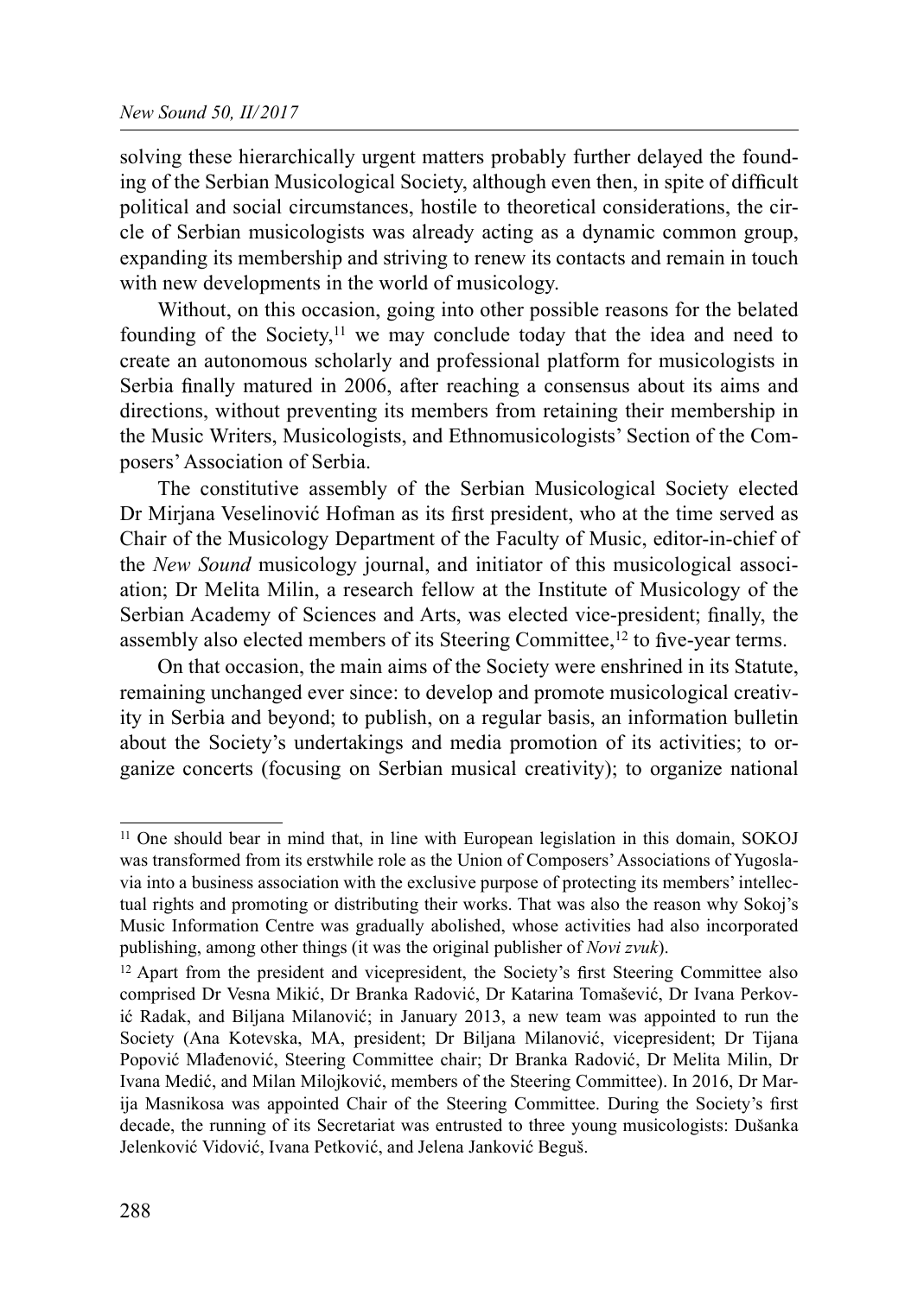solving these hierarchically urgent matters probably further delayed the founding of the Serbian Musicological Society, although even then, in spite of difficult political and social circumstances, hostile to theoretical considerations, the circle of Serbian musicologists was already acting as a dynamic common group, expanding its membership and striving to renew its contacts and remain in touch with new developments in the world of musicology.

Without, on this occasion, going into other possible reasons for the belated founding of the Society,[11] we may conclude today that the idea and need to create an autonomous scholarly and professional platform for musicologists in Serbia finally matured in 2006, after reaching a consensus about its aims and directions, without preventing its members from retaining their membership in the Music Writers, Musicologists, and Ethnomusicologists' Section of the Composers' Association of Serbia.

The constitutive assembly of the Serbian Musicological Society elected Dr Mirjana Veselinović Hofman as its first president, who at the time served as Chair of the Musicology Department of the Faculty of Music, editor-in-chief of the *New Sound* musicology journal, and initiator of this musicological association; Dr Melita Milin, a research fellow at the Institute of Musicology of the Serbian Academy of Sciences and Arts, was elected vice-president; finally, the assembly also elected members of its Steering Committee,[12] to five-year terms.

On that occasion, the main aims of the Society were enshrined in its Statute, remaining unchanged ever since: to develop and promote musicological creativity in Serbia and beyond; to publish, on a regular basis, an information bulletin about the Society's undertakings and media promotion of its activities; to organize concerts (focusing on Serbian musical creativity); to organize national

---

[11] One should bear in mind that, in line with European legislation in this domain, SOKOJ was transformed from its erstwhile role as the Union of Composers' Associations of Yugoslavia into a business association with the exclusive purpose of protecting its members' intellectual rights and promoting or distributing their works. That was also the reason why Sokoj's Music Information Centre was gradually abolished, whose activities had also incorporated publishing, among other things (it was the original publisher of *Novi zvuk*).

[12] Apart from the president and vicepresident, the Society's first Steering Committee also comprised Dr Vesna Mikić, Dr Branka Radović, Dr Katarina Tomašević, Dr Ivana Perković Radak, and Biljana Milanović; in January 2013, a new team was appointed to run the Society (Ana Kotevska, MA, president; Dr Biljana Milanović, vicepresident; Dr Tijana Popović Mlađenović, Steering Committee chair; Dr Branka Radović, Dr Melita Milin, Dr Ivana Medić, and Milan Milojković, members of the Steering Committee). In 2016, Dr Marija Masnikosa was appointed Chair of the Steering Committee. During the Society's first decade, the running of its Secretariat was entrusted to three young musicologists: Dušanka Jelenković Vidović, Ivana Petković, and Jelena Janković Beguš.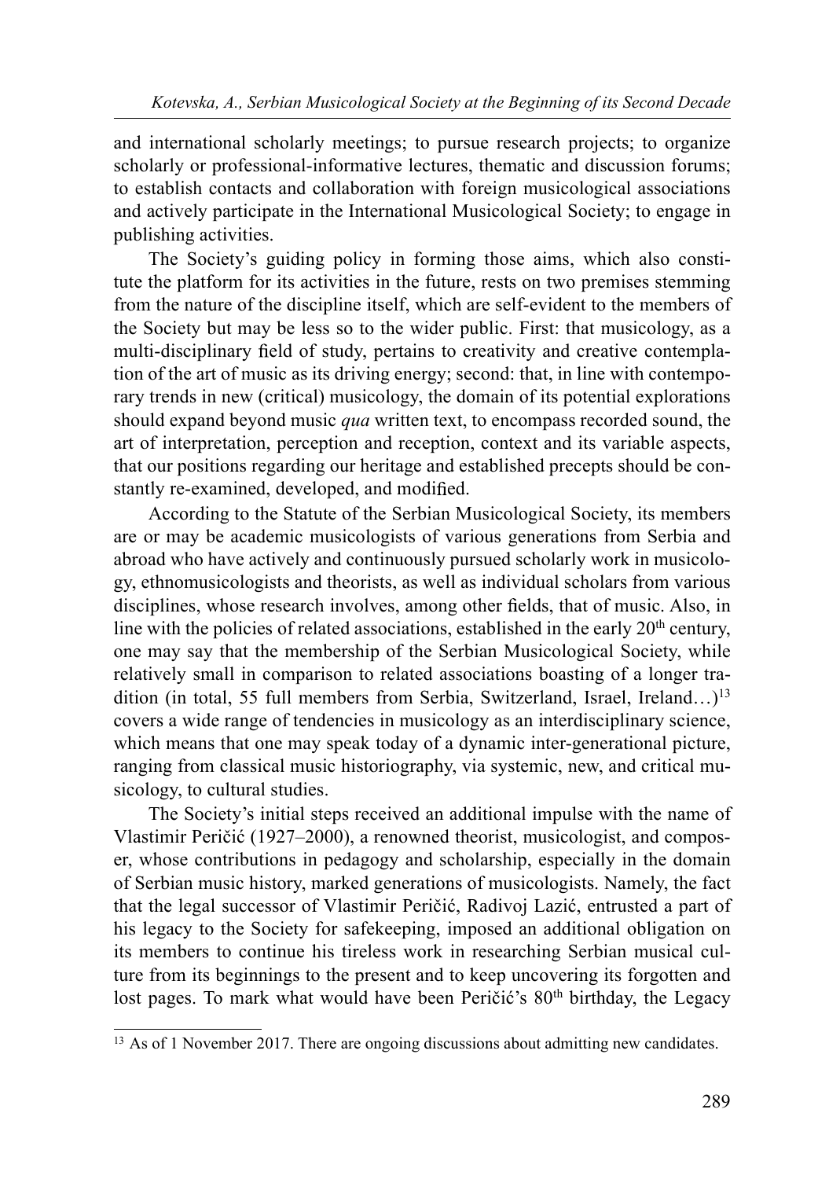and international scholarly meetings; to pursue research projects; to organize scholarly or professional-informative lectures, thematic and discussion forums; to establish contacts and collaboration with foreign musicological associations and actively participate in the International Musicological Society; to engage in publishing activities.

The Society's guiding policy in forming those aims, which also constitute the platform for its activities in the future, rests on two premises stemming from the nature of the discipline itself, which are self-evident to the members of the Society but may be less so to the wider public. First: that musicology, as a multi-disciplinary field of study, pertains to creativity and creative contemplation of the art of music as its driving energy; second: that, in line with contemporary trends in new (critical) musicology, the domain of its potential explorations should expand beyond music *qua* written text, to encompass recorded sound, the art of interpretation, perception and reception, context and its variable aspects, that our positions regarding our heritage and established precepts should be constantly re-examined, developed, and modified.

According to the Statute of the Serbian Musicological Society, its members are or may be academic musicologists of various generations from Serbia and abroad who have actively and continuously pursued scholarly work in musicology, ethnomusicologists and theorists, as well as individual scholars from various disciplines, whose research involves, among other fields, that of music. Also, in line with the policies of related associations, established in the early 20th century, one may say that the membership of the Serbian Musicological Society, while relatively small in comparison to related associations boasting of a longer tradition (in total, 55 full members from Serbia, Switzerland, Israel, Ireland…)[13] covers a wide range of tendencies in musicology as an interdisciplinary science, which means that one may speak today of a dynamic inter-generational picture, ranging from classical music historiography, via systemic, new, and critical musicology, to cultural studies.

The Society's initial steps received an additional impulse with the name of Vlastimir Peričić (1927–2000), a renowned theorist, musicologist, and composer, whose contributions in pedagogy and scholarship, especially in the domain of Serbian music history, marked generations of musicologists. Namely, the fact that the legal successor of Vlastimir Peričić, Radivoj Lazić, entrusted a part of his legacy to the Society for safekeeping, imposed an additional obligation on its members to continue his tireless work in researching Serbian musical culture from its beginnings to the present and to keep uncovering its forgotten and lost pages. To mark what would have been Peričić's 80th birthday, the Legacy

[13] As of 1 November 2017. There are ongoing discussions about admitting new candidates.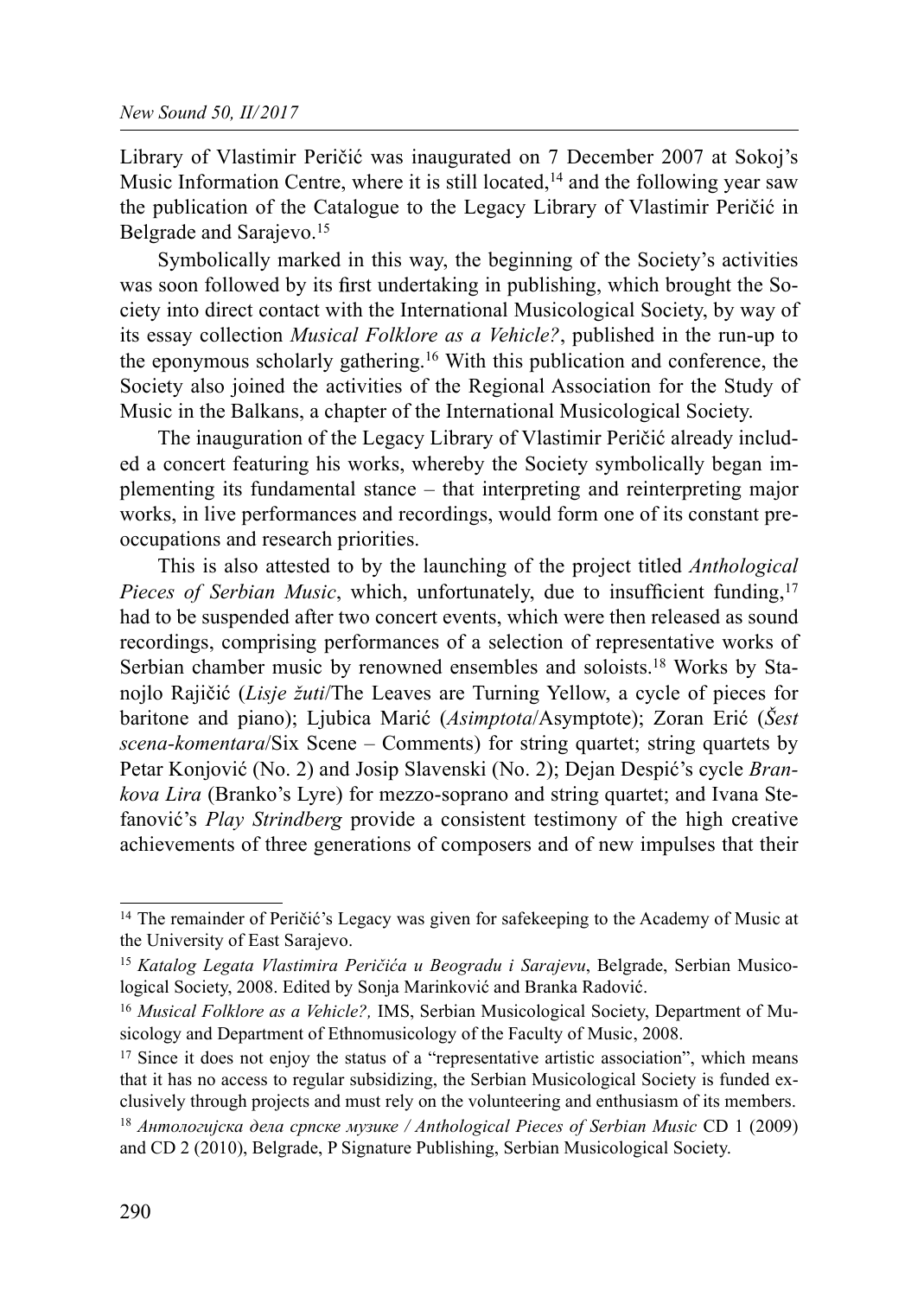Library of Vlastimir Peričić was inaugurated on 7 December 2007 at Sokoj's Music Information Centre, where it is still located,[14] and the following year saw the publication of the Catalogue to the Legacy Library of Vlastimir Peričić in Belgrade and Sarajevo.[15]

Symbolically marked in this way, the beginning of the Society's activities was soon followed by its first undertaking in publishing, which brought the Society into direct contact with the International Musicological Society, by way of its essay collection *Musical Folklore as a Vehicle?*, published in the run-up to the eponymous scholarly gathering.[16] With this publication and conference, the Society also joined the activities of the Regional Association for the Study of Music in the Balkans, a chapter of the International Musicological Society.

The inauguration of the Legacy Library of Vlastimir Peričić already included a concert featuring his works, whereby the Society symbolically began implementing its fundamental stance – that interpreting and reinterpreting major works, in live performances and recordings, would form one of its constant preoccupations and research priorities.

This is also attested to by the launching of the project titled *Anthological Pieces of Serbian Music*, which, unfortunately, due to insufficient funding,[17] had to be suspended after two concert events, which were then released as sound recordings, comprising performances of a selection of representative works of Serbian chamber music by renowned ensembles and soloists.[18] Works by Stanojlo Rajičić (*Lisje žuti*/The Leaves are Turning Yellow, a cycle of pieces for baritone and piano); Ljubica Marić (*Asimptota*/Asymptote); Zoran Erić (*Šest scena-komentara*/Six Scene – Comments) for string quartet; string quartets by Petar Konjović (No. 2) and Josip Slavenski (No. 2); Dejan Despić's cycle *Brankova Lira* (Branko's Lyre) for mezzo-soprano and string quartet; and Ivana Stefanović's *Play Strindberg* provide a consistent testimony of the high creative achievements of three generations of composers and of new impulses that their

---

[14] The remainder of Peričić's Legacy was given for safekeeping to the Academy of Music at the University of East Sarajevo.

[15] *Katalog Legata Vlastimira Peričića u Beogradu i Sarajevu*, Belgrade, Serbian Musicological Society, 2008. Edited by Sonja Marinković and Branka Radović.

[16] *Musical Folklore as a Vehicle?,* IMS, Serbian Musicological Society, Department of Musicology and Department of Ethnomusicology of the Faculty of Music, 2008.

[17] Since it does not enjoy the status of a "representative artistic association", which means that it has no access to regular subsidizing, the Serbian Musicological Society is funded exclusively through projects and must rely on the volunteering and enthusiasm of its members.

[18] *Антологијска дела српске музике / Anthological Pieces of Serbian Music* CD 1 (2009) and CD 2 (2010), Belgrade, P Signature Publishing, Serbian Musicological Society.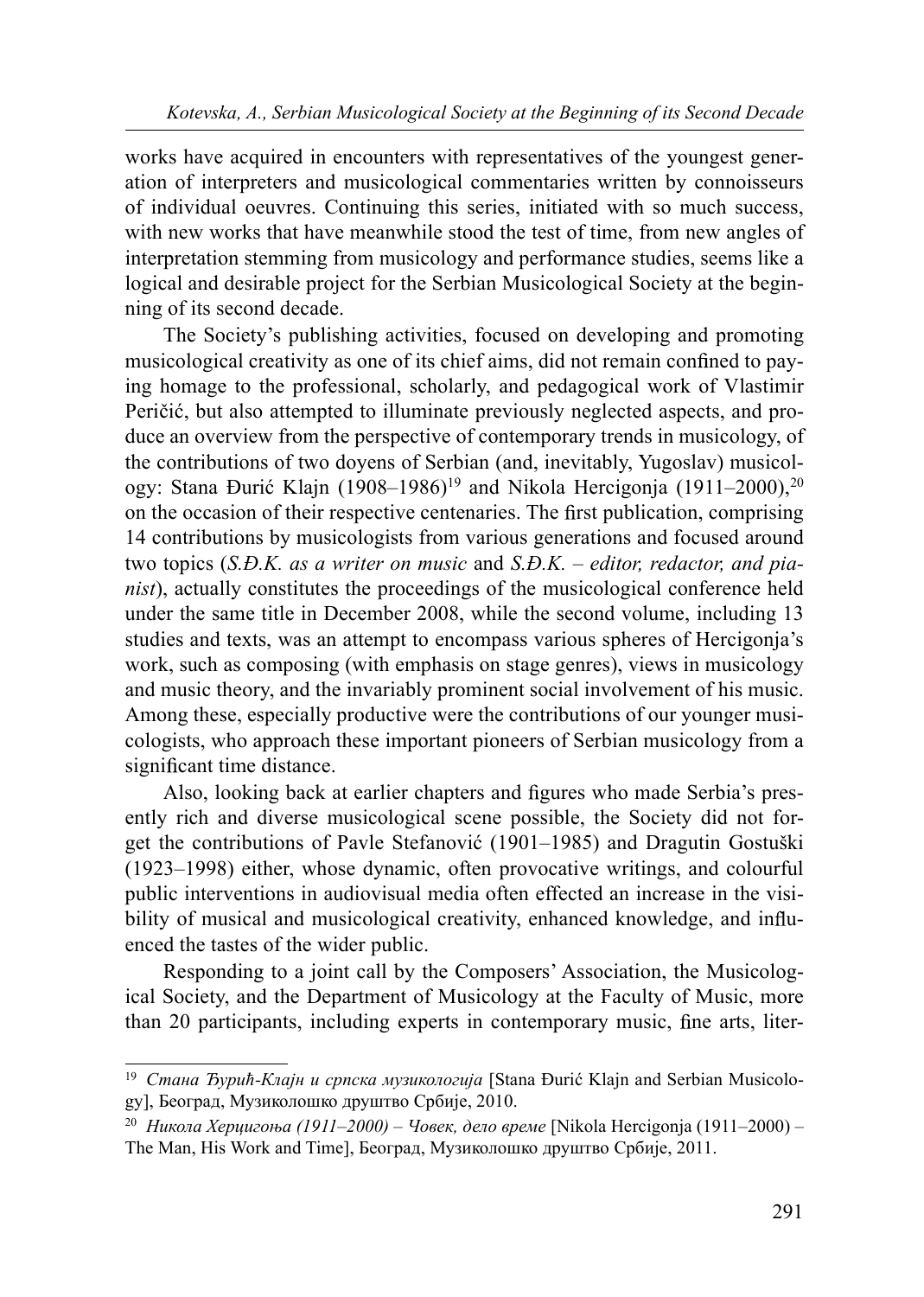works have acquired in encounters with representatives of the youngest generation of interpreters and musicological commentaries written by connoisseurs of individual oeuvres. Continuing this series, initiated with so much success, with new works that have meanwhile stood the test of time, from new angles of interpretation stemming from musicology and performance studies, seems like a logical and desirable project for the Serbian Musicological Society at the beginning of its second decade.

The Society's publishing activities, focused on developing and promoting musicological creativity as one of its chief aims, did not remain confined to paying homage to the professional, scholarly, and pedagogical work of Vlastimir Peričić, but also attempted to illuminate previously neglected aspects, and produce an overview from the perspective of contemporary trends in musicology, of the contributions of two doyens of Serbian (and, inevitably, Yugoslav) musicology: Stana Đurić Klajn (1908–1986)[19] and Nikola Hercigonja (1911–2000),[20] on the occasion of their respective centenaries. The first publication, comprising 14 contributions by musicologists from various generations and focused around two topics (*S.Đ.K. as a writer on music* and *S.Đ.K. – editor, redactor, and pianist*), actually constitutes the proceedings of the musicological conference held under the same title in December 2008, while the second volume, including 13 studies and texts, was an attempt to encompass various spheres of Hercigonja's work, such as composing (with emphasis on stage genres), views in musicology and music theory, and the invariably prominent social involvement of his music. Among these, especially productive were the contributions of our younger musicologists, who approach these important pioneers of Serbian musicology from a significant time distance.

Also, looking back at earlier chapters and figures who made Serbia's presently rich and diverse musicological scene possible, the Society did not forget the contributions of Pavle Stefanović (1901–1985) and Dragutin Gostuški (1923–1998) either, whose dynamic, often provocative writings, and colourful public interventions in audiovisual media often effected an increase in the visibility of musical and musicological creativity, enhanced knowledge, and influenced the tastes of the wider public.

Responding to a joint call by the Composers' Association, the Musicological Society, and the Department of Musicology at the Faculty of Music, more than 20 participants, including experts in contemporary music, fine arts, liter-

---

[19] *Стана Ђурић-Клајн и српска музикологија* [Stana Đurić Klajn and Serbian Musicology], Београд, Музиколошко друштво Србије, 2010.

[20] *Никола Херцигоња (1911–2000) – Човек, дело време* [Nikola Hercigonja (1911–2000) – The Man, His Work and Time], Београд, Музиколошко друштво Србије, 2011.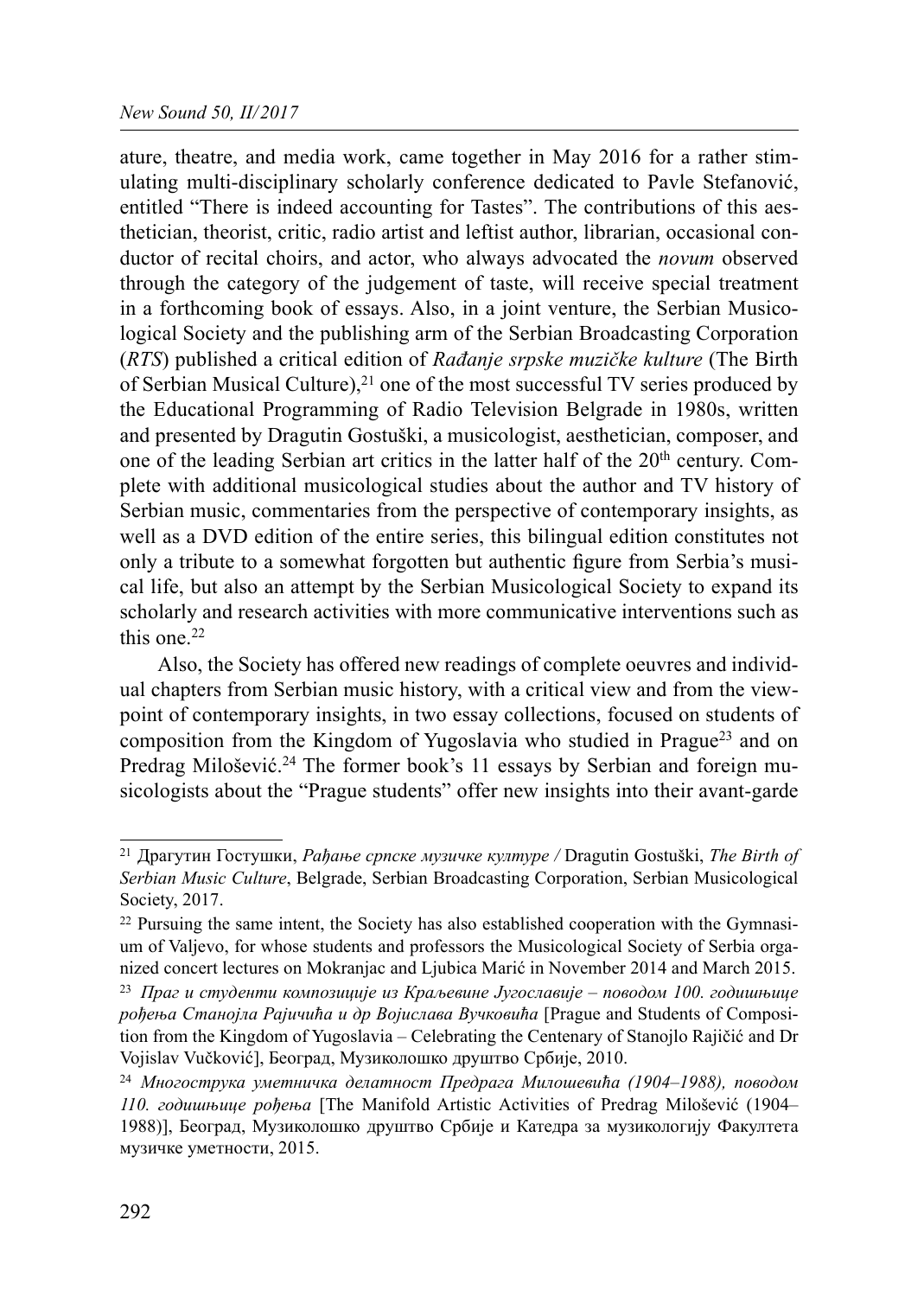ature, theatre, and media work, came together in May 2016 for a rather stimulating multi-disciplinary scholarly conference dedicated to Pavle Stefanović, entitled "There is indeed accounting for Tastes". The contributions of this aesthetician, theorist, critic, radio artist and leftist author, librarian, occasional conductor of recital choirs, and actor, who always advocated the *novum* observed through the category of the judgement of taste, will receive special treatment in a forthcoming book of essays. Also, in a joint venture, the Serbian Musicological Society and the publishing arm of the Serbian Broadcasting Corporation (*RTS*) published a critical edition of *Rađanje srpske muzičke kulture* (The Birth of Serbian Musical Culture),[21] one of the most successful TV series produced by the Educational Programming of Radio Television Belgrade in 1980s, written and presented by Dragutin Gostuški, a musicologist, aesthetician, composer, and one of the leading Serbian art critics in the latter half of the 20th century. Complete with additional musicological studies about the author and TV history of Serbian music, commentaries from the perspective of contemporary insights, as well as a DVD edition of the entire series, this bilingual edition constitutes not only a tribute to a somewhat forgotten but authentic figure from Serbia's musical life, but also an attempt by the Serbian Musicological Society to expand its scholarly and research activities with more communicative interventions such as this one.[22]

Also, the Society has offered new readings of complete oeuvres and individual chapters from Serbian music history, with a critical view and from the viewpoint of contemporary insights, in two essay collections, focused on students of composition from the Kingdom of Yugoslavia who studied in Prague[23] and on Predrag Milošević.[24] The former book's 11 essays by Serbian and foreign musicologists about the "Prague students" offer new insights into their avant-garde

---

[21] Драгутин Гостушки, *Рађање српске музичке културе /* Dragutin Gostuški, *The Birth of Serbian Music Culture*, Belgrade, Serbian Broadcasting Corporation, Serbian Musicological Society, 2017.

[22] Pursuing the same intent, the Society has also established cooperation with the Gymnasium of Valjevo, for whose students and professors the Musicological Society of Serbia organized concert lectures on Mokranjac and Ljubica Marić in November 2014 and March 2015.

[23] *Праг и студенти композиције из Краљевине Југославије – поводом 100. годишњице рођења Станојла Рајичића и др Војислава Вучковића* [Prague and Students of Composition from the Kingdom of Yugoslavia – Celebrating the Centenary of Stanojlo Rajičić and Dr Vojislav Vučković], Београд, Музиколошко друштво Србије, 2010.

[24] *Многострука уметничка делатност Предрага Милошевића (1904–1988), поводом 110. годишњице рођења* [The Manifold Artistic Activities of Predrag Milošević (1904–1988)], Београд, Музиколошко друштво Србије и Катедра за музикологију Факултета музичке уметности, 2015.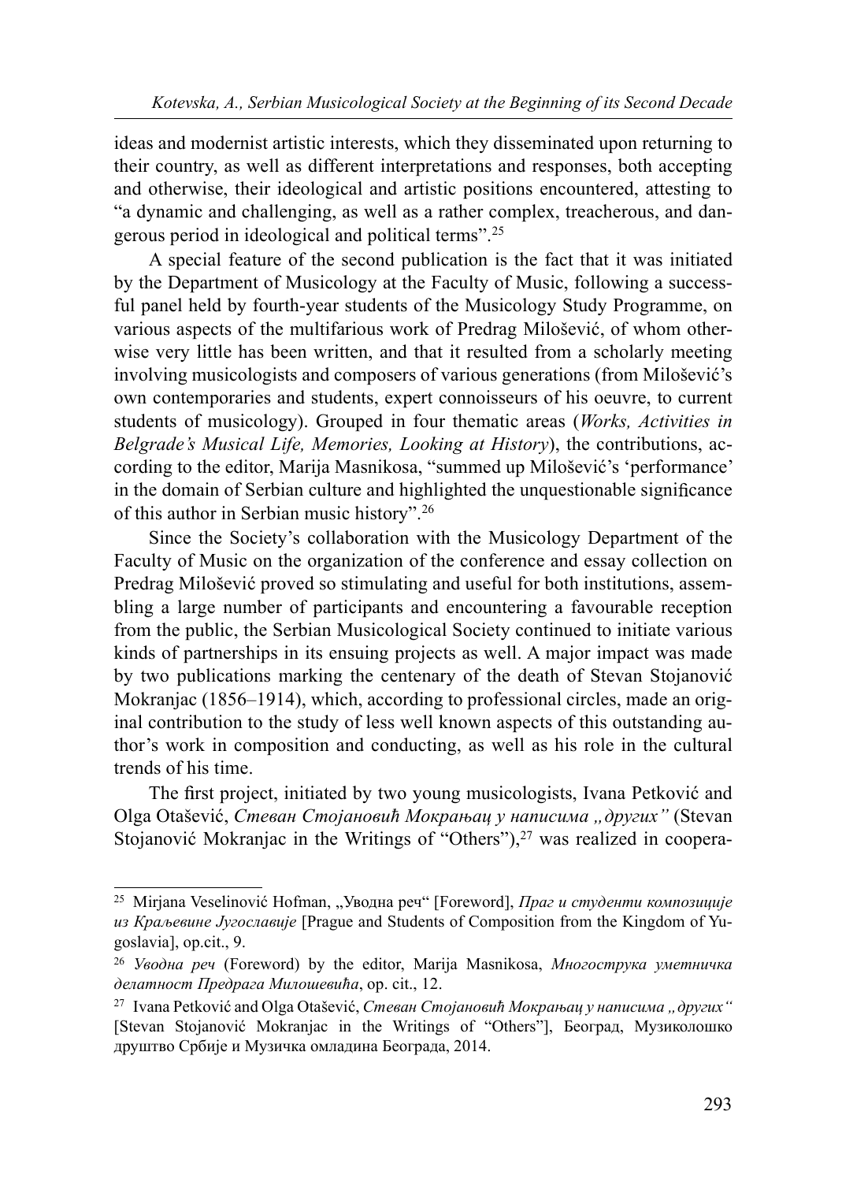ideas and modernist artistic interests, which they disseminated upon returning to their country, as well as different interpretations and responses, both accepting and otherwise, their ideological and artistic positions encountered, attesting to "a dynamic and challenging, as well as a rather complex, treacherous, and dangerous period in ideological and political terms".[25]

A special feature of the second publication is the fact that it was initiated by the Department of Musicology at the Faculty of Music, following a successful panel held by fourth-year students of the Musicology Study Programme, on various aspects of the multifarious work of Predrag Milošević, of whom otherwise very little has been written, and that it resulted from a scholarly meeting involving musicologists and composers of various generations (from Milošević's own contemporaries and students, expert connoisseurs of his oeuvre, to current students of musicology). Grouped in four thematic areas (*Works, Activities in Belgrade's Musical Life, Memories, Looking at History*), the contributions, according to the editor, Marija Masnikosa, "summed up Milošević's 'performance' in the domain of Serbian culture and highlighted the unquestionable significance of this author in Serbian music history".[26]

Since the Society's collaboration with the Musicology Department of the Faculty of Music on the organization of the conference and essay collection on Predrag Milošević proved so stimulating and useful for both institutions, assembling a large number of participants and encountering a favourable reception from the public, the Serbian Musicological Society continued to initiate various kinds of partnerships in its ensuing projects as well. A major impact was made by two publications marking the centenary of the death of Stevan Stojanović Mokranjac (1856–1914), which, according to professional circles, made an original contribution to the study of less well known aspects of this outstanding author's work in composition and conducting, as well as his role in the cultural trends of his time.

The first project, initiated by two young musicologists, Ivana Petković and Olga Otašević, *Стеван Стојановић Мокрањац у написима „других"* (Stevan Stojanović Mokranjac in the Writings of "Others"),[27] was realized in coopera-

---

[25] Mirjana Veselinović Hofman, „Уводна реч" [Foreword], *Праг и студенти композиције из Краљевине Југославије* [Prague and Students of Composition from the Kingdom of Yugoslavia], op.cit., 9.

[26] *Уводна реч* (Foreword) by the editor, Marija Masnikosa, *Многострука уметничка делатност Предрага Милошевића*, op. cit., 12.

[27] Ivana Petković and Olga Otašević, *Стеван Стојановић Мокрањац у написима „других"* [Stevan Stojanović Mokranjac in the Writings of "Others"], Београд, Музиколошко друштво Србије и Музичка омладина Београда, 2014.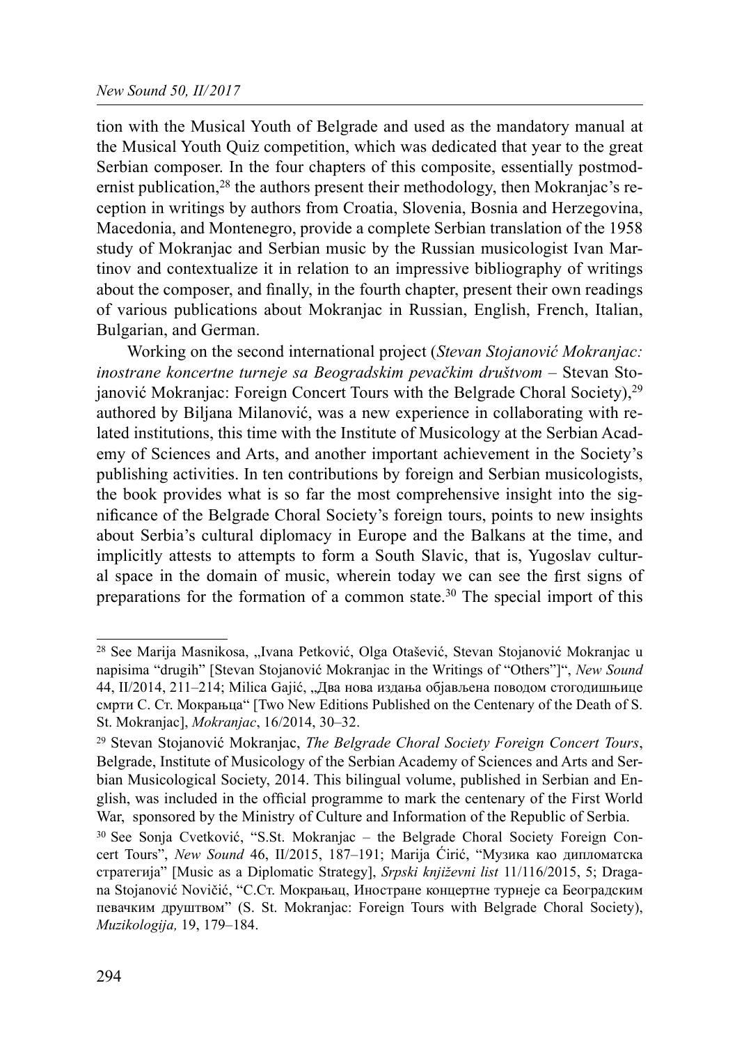tion with the Musical Youth of Belgrade and used as the mandatory manual at the Musical Youth Quiz competition, which was dedicated that year to the great Serbian composer. In the four chapters of this composite, essentially postmodernist publication,[28] the authors present their methodology, then Mokranjac's reception in writings by authors from Croatia, Slovenia, Bosnia and Herzegovina, Macedonia, and Montenegro, provide a complete Serbian translation of the 1958 study of Mokranjac and Serbian music by the Russian musicologist Ivan Martinov and contextualize it in relation to an impressive bibliography of writings about the composer, and finally, in the fourth chapter, present their own readings of various publications about Mokranjac in Russian, English, French, Italian, Bulgarian, and German.

Working on the second international project (*Stevan Stojanović Mokranjac: inostrane koncertne turneje sa Beogradskim pevačkim društvom* – Stevan Stojanović Mokranjac: Foreign Concert Tours with the Belgrade Choral Society),[29] authored by Biljana Milanović, was a new experience in collaborating with related institutions, this time with the Institute of Musicology at the Serbian Academy of Sciences and Arts, and another important achievement in the Society's publishing activities. In ten contributions by foreign and Serbian musicologists, the book provides what is so far the most comprehensive insight into the significance of the Belgrade Choral Society's foreign tours, points to new insights about Serbia's cultural diplomacy in Europe and the Balkans at the time, and implicitly attests to attempts to form a South Slavic, that is, Yugoslav cultural space in the domain of music, wherein today we can see the first signs of preparations for the formation of a common state.[30] The special import of this

---

[28] See Marija Masnikosa, „Ivana Petković, Olga Otašević, Stevan Stojanović Mokranjac u napisima "drugih" [Stevan Stojanović Mokranjac in the Writings of "Others"]", *New Sound* 44, II/2014, 211–214; Milica Gajić, „Два нова издања објављена поводом стогодишњице смрти С. Ст. Мокрањца" [Two New Editions Published on the Centenary of the Death of S. St. Mokranjac], *Mokranjac*, 16/2014, 30–32.

[29] Stevan Stojanović Mokranjac, *The Belgrade Choral Society Foreign Concert Tours*, Belgrade, Institute of Musicology of the Serbian Academy of Sciences and Arts and Serbian Musicological Society, 2014. This bilingual volume, published in Serbian and English, was included in the official programme to mark the centenary of the First World War, sponsored by the Ministry of Culture and Information of the Republic of Serbia.

[30] See Sonja Cvetković, "S.St. Mokranjac – the Belgrade Choral Society Foreign Concert Tours", *New Sound* 46, II/2015, 187–191; Marija Ćirić, "Музика као дипломатска стратегија" [Music as a Diplomatic Strategy], *Srpski književni list* 11/116/2015, 5; Dragana Stojanović Novičić, "С.Ст. Мокрањац, Иностране концертне турнеје са Београдским певачким друштвом" (S. St. Mokranjac: Foreign Tours with Belgrade Choral Society), *Muzikologija,* 19, 179–184.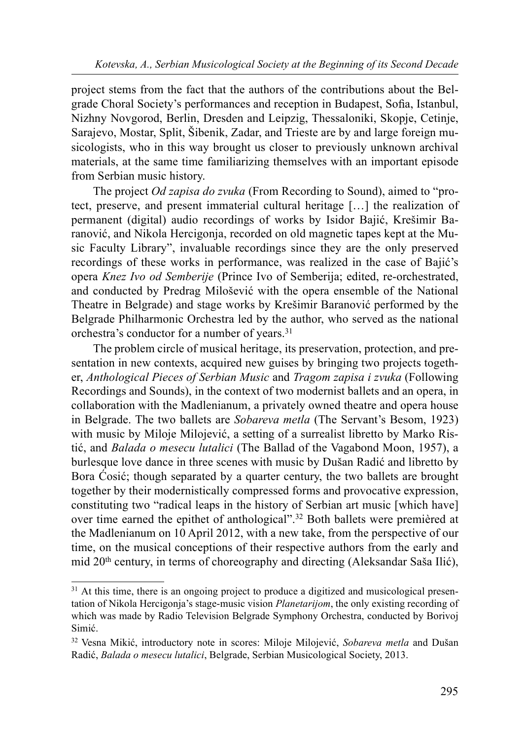project stems from the fact that the authors of the contributions about the Belgrade Choral Society's performances and reception in Budapest, Sofia, Istanbul, Nizhny Novgorod, Berlin, Dresden and Leipzig, Thessaloniki, Skopje, Cetinje, Sarajevo, Mostar, Split, Šibenik, Zadar, and Trieste are by and large foreign musicologists, who in this way brought us closer to previously unknown archival materials, at the same time familiarizing themselves with an important episode from Serbian music history.

The project *Od zapisa do zvuka* (From Recording to Sound), aimed to "protect, preserve, and present immaterial cultural heritage […] the realization of permanent (digital) audio recordings of works by Isidor Bajić, Krešimir Baranović, and Nikola Hercigonja, recorded on old magnetic tapes kept at the Music Faculty Library", invaluable recordings since they are the only preserved recordings of these works in performance, was realized in the case of Bajić's opera *Knez Ivo od Semberije* (Prince Ivo of Semberija; edited, re-orchestrated, and conducted by Predrag Milošević with the opera ensemble of the National Theatre in Belgrade) and stage works by Krešimir Baranović performed by the Belgrade Philharmonic Orchestra led by the author, who served as the national orchestra's conductor for a number of years.[31]

The problem circle of musical heritage, its preservation, protection, and presentation in new contexts, acquired new guises by bringing two projects together, *Anthological Pieces of Serbian Music* and *Tragom zapisa i zvuka* (Following Recordings and Sounds), in the context of two modernist ballets and an opera, in collaboration with the Madlenianum, a privately owned theatre and opera house in Belgrade. The two ballets are *Sobareva metla* (The Servant's Besom, 1923) with music by Miloje Milojević, a setting of a surrealist libretto by Marko Ristić, and *Balada o mesecu lutalici* (The Ballad of the Vagabond Moon, 1957), a burlesque love dance in three scenes with music by Dušan Radić and libretto by Bora Ćosić; though separated by a quarter century, the two ballets are brought together by their modernistically compressed forms and provocative expression, constituting two "radical leaps in the history of Serbian art music [which have] over time earned the epithet of anthological".[32] Both ballets were premièred at the Madlenianum on 10 April 2012, with a new take, from the perspective of our time, on the musical conceptions of their respective authors from the early and mid 20th century, in terms of choreography and directing (Aleksandar Saša Ilić),

---

[31] At this time, there is an ongoing project to produce a digitized and musicological presentation of Nikola Hercigonja's stage-music vision *Planetarijom*, the only existing recording of which was made by Radio Television Belgrade Symphony Orchestra, conducted by Borivoj Simić.

[32] Vesna Mikić, introductory note in scores: Miloje Milojević, *Sobareva metla* and Dušan Radić, *Balada o mesecu lutalici*, Belgrade, Serbian Musicological Society, 2013.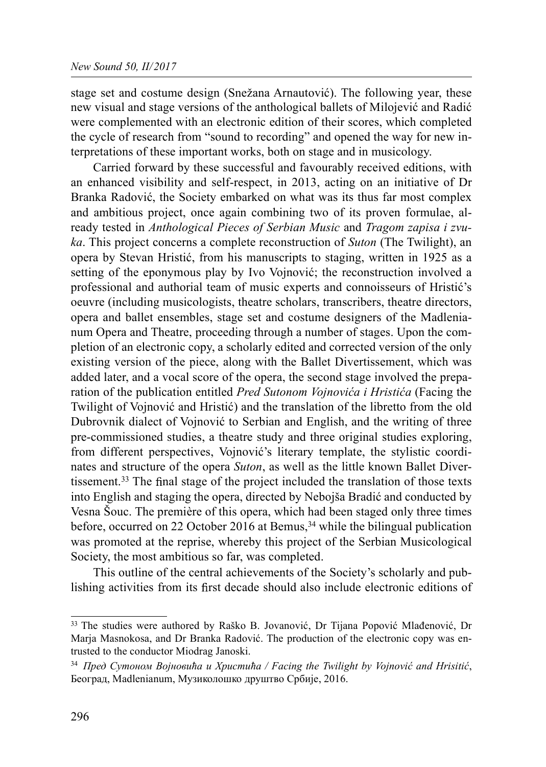stage set and costume design (Snežana Arnautović). The following year, these new visual and stage versions of the anthological ballets of Milojević and Radić were complemented with an electronic edition of their scores, which completed the cycle of research from "sound to recording" and opened the way for new interpretations of these important works, both on stage and in musicology.

Carried forward by these successful and favourably received editions, with an enhanced visibility and self-respect, in 2013, acting on an initiative of Dr Branka Radović, the Society embarked on what was its thus far most complex and ambitious project, once again combining two of its proven formulae, already tested in *Anthological Pieces of Serbian Music* and *Tragom zapisa i zvuka*. This project concerns a complete reconstruction of *Suton* (The Twilight), an opera by Stevan Hristić, from his manuscripts to staging, written in 1925 as a setting of the eponymous play by Ivo Vojnović; the reconstruction involved a professional and authorial team of music experts and connoisseurs of Hristić's oeuvre (including musicologists, theatre scholars, transcribers, theatre directors, opera and ballet ensembles, stage set and costume designers of the Madlenianum Opera and Theatre, proceeding through a number of stages. Upon the completion of an electronic copy, a scholarly edited and corrected version of the only existing version of the piece, along with the Ballet Divertissement, which was added later, and a vocal score of the opera, the second stage involved the preparation of the publication entitled *Pred Sutonom Vojnovića i Hristića* (Facing the Twilight of Vojnović and Hristić) and the translation of the libretto from the old Dubrovnik dialect of Vojnović to Serbian and English, and the writing of three pre-commissioned studies, a theatre study and three original studies exploring, from different perspectives, Vojnović's literary template, the stylistic coordinates and structure of the opera *Suton*, as well as the little known Ballet Divertissement.[33] The final stage of the project included the translation of those texts into English and staging the opera, directed by Nebojša Bradić and conducted by Vesna Šouc. The première of this opera, which had been staged only three times before, occurred on 22 October 2016 at Bemus,[34] while the bilingual publication was promoted at the reprise, whereby this project of the Serbian Musicological Society, the most ambitious so far, was completed.

This outline of the central achievements of the Society's scholarly and publishing activities from its first decade should also include electronic editions of

---

[33] The studies were authored by Raško B. Jovanović, Dr Tijana Popović Mlađenović, Dr Marja Masnokosa, and Dr Branka Radović. The production of the electronic copy was entrusted to the conductor Miodrag Janoski.

[34] *Пред Сутоном Војновића и Христића / Facing the Twilight by Vojnović and Hrisitić*, Београд, Madlenianum, Музиколошко друштво Србије, 2016.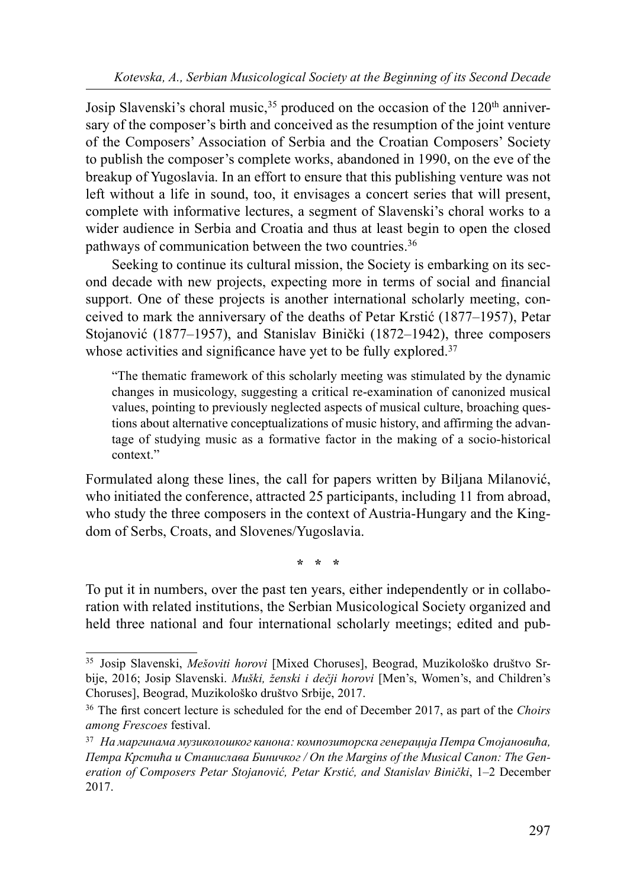Josip Slavenski's choral music,[35] produced on the occasion of the 120th anniversary of the composer's birth and conceived as the resumption of the joint venture of the Composers' Association of Serbia and the Croatian Composers' Society to publish the composer's complete works, abandoned in 1990, on the eve of the breakup of Yugoslavia. In an effort to ensure that this publishing venture was not left without a life in sound, too, it envisages a concert series that will present, complete with informative lectures, a segment of Slavenski's choral works to a wider audience in Serbia and Croatia and thus at least begin to open the closed pathways of communication between the two countries.[36]

Seeking to continue its cultural mission, the Society is embarking on its second decade with new projects, expecting more in terms of social and financial support. One of these projects is another international scholarly meeting, conceived to mark the anniversary of the deaths of Petar Krstić (1877–1957), Petar Stojanović (1877–1957), and Stanislav Binički (1872–1942), three composers whose activities and significance have yet to be fully explored.[37]

> "The thematic framework of this scholarly meeting was stimulated by the dynamic changes in musicology, suggesting a critical re-examination of canonized musical values, pointing to previously neglected aspects of musical culture, broaching questions about alternative conceptualizations of music history, and affirming the advantage of studying music as a formative factor in the making of a socio-historical context."

Formulated along these lines, the call for papers written by Biljana Milanović, who initiated the conference, attracted 25 participants, including 11 from abroad, who study the three composers in the context of Austria-Hungary and the Kingdom of Serbs, Croats, and Slovenes/Yugoslavia.

\* \* \*

To put it in numbers, over the past ten years, either independently or in collaboration with related institutions, the Serbian Musicological Society organized and held three national and four international scholarly meetings; edited and pub-

---

[35] Josip Slavenski, *Mešoviti horovi* [Mixed Choruses], Beograd, Muzikološko društvo Srbije, 2016; Josip Slavenski. *Muški, ženski i dečji horovi* [Men's, Women's, and Children's Choruses], Beograd, Muzikološko društvo Srbije, 2017.

[36] The first concert lecture is scheduled for the end of December 2017, as part of the *Choirs among Frescoes* festival.

[37] *На маргинама музиколошког канона: композиторска генерација Петра Стојановића, Петра Крстића и Станислава Биничког / On the Margins of the Musical Canon: The Generation of Composers Petar Stojanović, Petar Krstić, and Stanislav Binički*, 1–2 December 2017.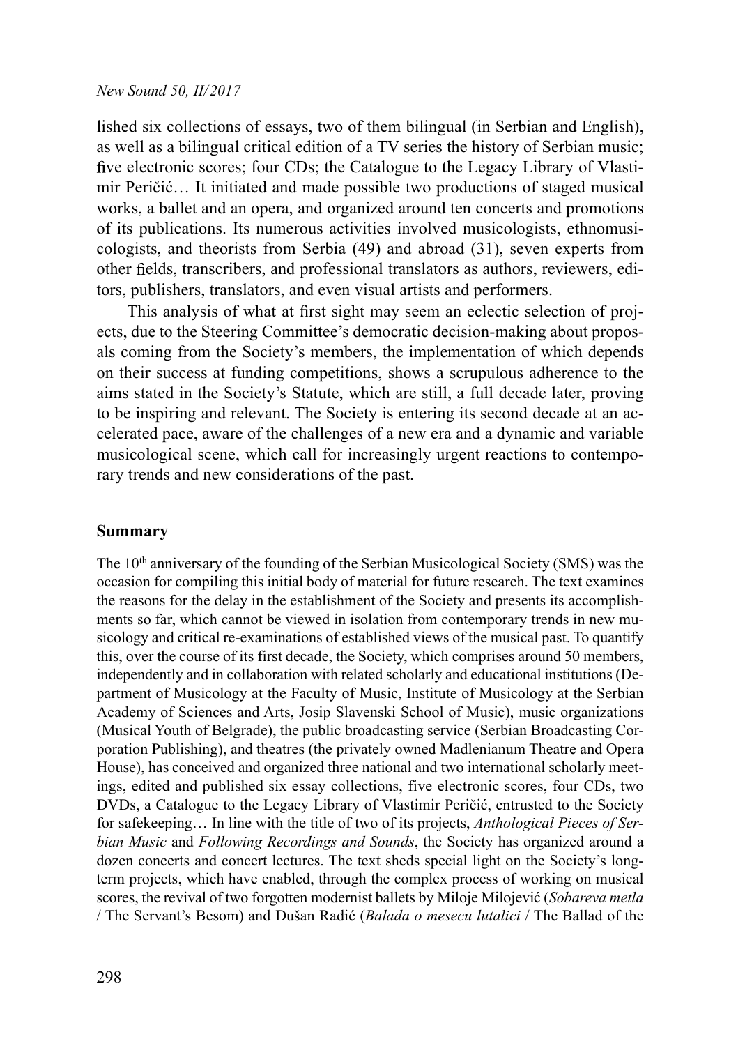lished six collections of essays, two of them bilingual (in Serbian and English), as well as a bilingual critical edition of a TV series the history of Serbian music; five electronic scores; four CDs; the Catalogue to the Legacy Library of Vlastimir Peričić… It initiated and made possible two productions of staged musical works, a ballet and an opera, and organized around ten concerts and promotions of its publications. Its numerous activities involved musicologists, ethnomusicologists, and theorists from Serbia (49) and abroad (31), seven experts from other fields, transcribers, and professional translators as authors, reviewers, editors, publishers, translators, and even visual artists and performers.

This analysis of what at first sight may seem an eclectic selection of projects, due to the Steering Committee's democratic decision-making about proposals coming from the Society's members, the implementation of which depends on their success at funding competitions, shows a scrupulous adherence to the aims stated in the Society's Statute, which are still, a full decade later, proving to be inspiring and relevant. The Society is entering its second decade at an accelerated pace, aware of the challenges of a new era and a dynamic and variable musicological scene, which call for increasingly urgent reactions to contemporary trends and new considerations of the past.

## Summary

The 10th anniversary of the founding of the Serbian Musicological Society (SMS) was the occasion for compiling this initial body of material for future research. The text examines the reasons for the delay in the establishment of the Society and presents its accomplishments so far, which cannot be viewed in isolation from contemporary trends in new musicology and critical re-examinations of established views of the musical past. To quantify this, over the course of its first decade, the Society, which comprises around 50 members, independently and in collaboration with related scholarly and educational institutions (Department of Musicology at the Faculty of Music, Institute of Musicology at the Serbian Academy of Sciences and Arts, Josip Slavenski School of Music), music organizations (Musical Youth of Belgrade), the public broadcasting service (Serbian Broadcasting Corporation Publishing), and theatres (the privately owned Madlenianum Theatre and Opera House), has conceived and organized three national and two international scholarly meetings, edited and published six essay collections, five electronic scores, four CDs, two DVDs, a Catalogue to the Legacy Library of Vlastimir Peričić, entrusted to the Society for safekeeping… In line with the title of two of its projects, *Anthological Pieces of Serbian Music* and *Following Recordings and Sounds*, the Society has organized around a dozen concerts and concert lectures. The text sheds special light on the Society's long-term projects, which have enabled, through the complex process of working on musical scores, the revival of two forgotten modernist ballets by Miloje Milojević (*Sobareva metla* / The Servant's Besom) and Dušan Radić (*Balada o mesecu lutalici* / The Ballad of the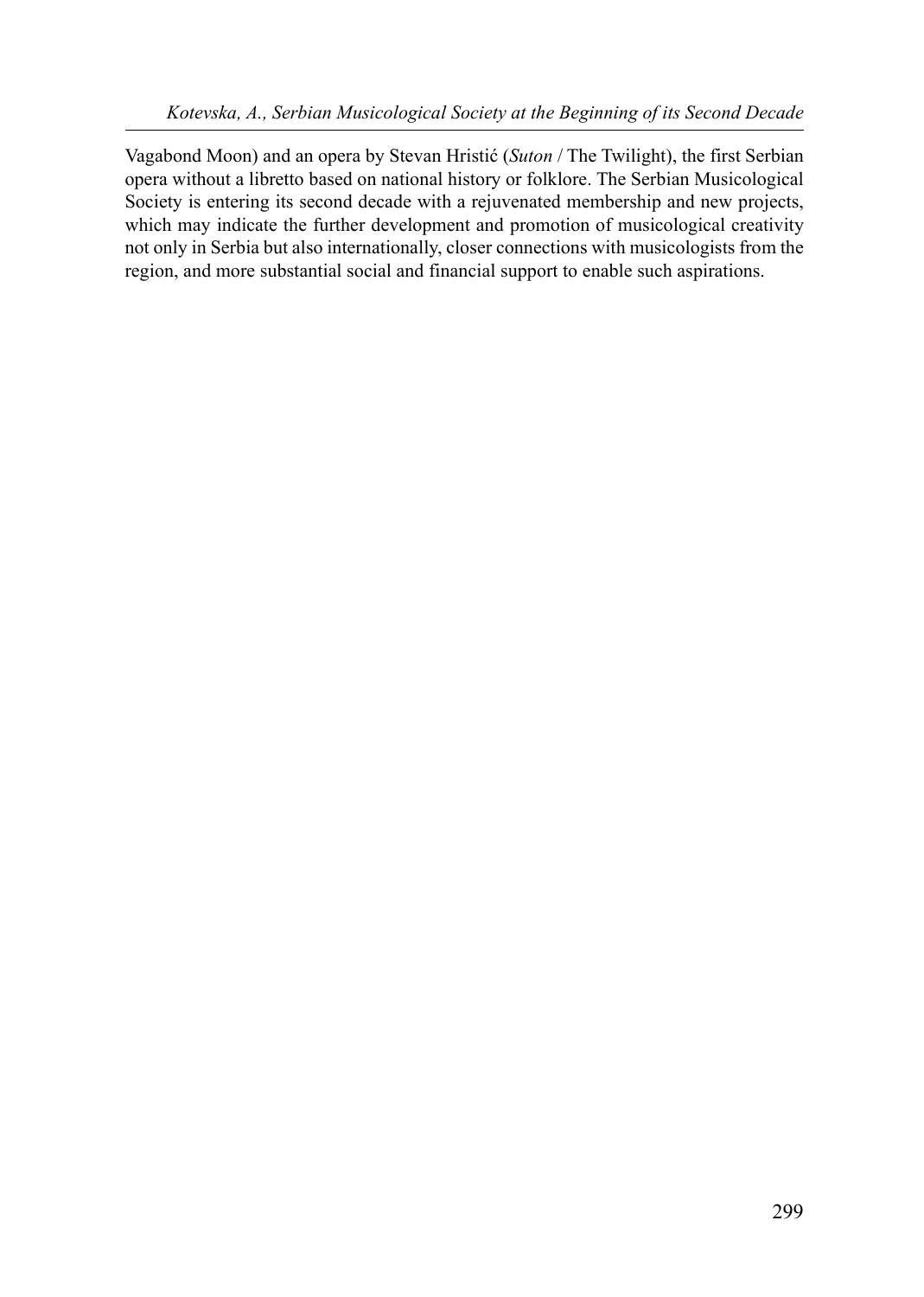Vagabond Moon) and an opera by Stevan Hristić (*Suton* / The Twilight), the first Serbian opera without a libretto based on national history or folklore. The Serbian Musicological Society is entering its second decade with a rejuvenated membership and new projects, which may indicate the further development and promotion of musicological creativity not only in Serbia but also internationally, closer connections with musicologists from the region, and more substantial social and financial support to enable such aspirations.